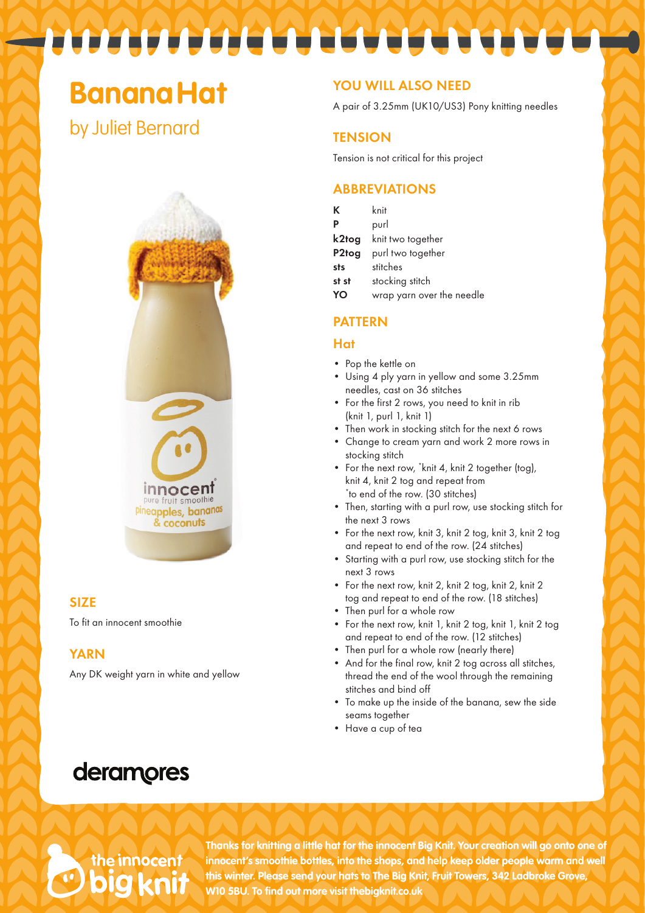# Banana Hat

by Juliet Bernard

## SIZE

To fit an innocent smoothie

## YARN

Any DK weight yarn in white and yellow

## YOU WILL ALSO NEED

A pair of 3.25mm (UK10/US3) Pony knitting needles

## TENSION

Tension is not critical for this project

## ABBREVIATIONS

| | |
|---|---|
| **K** | knit |
| **P** | purl |
| **k2tog** | knit two together |
| **P2tog** | purl two together |
| **sts** | stitches |
| **st st** | stocking stitch |
| **YO** | wrap yarn over the needle |

## PATTERN

### Hat

- Pop the kettle on
- Using 4 ply yarn in yellow and some 3.25mm needles, cast on 36 stitches
- For the first 2 rows, you need to knit in rib (knit 1, purl 1, knit 1)
- Then work in stocking stitch for the next 6 rows
- Change to cream yarn and work 2 more rows in stocking stitch
- For the next row, *knit 4, knit 2 together (tog), knit 4, knit 2 tog and repeat from *to end of the row. (30 stitches)
- Then, starting with a purl row, use stocking stitch for the next 3 rows
- For the next row, knit 3, knit 2 tog, knit 3, knit 2 tog and repeat to end of the row. (24 stitches)
- Starting with a purl row, use stocking stitch for the next 3 rows
- For the next row, knit 2, knit 2 tog, knit 2, knit 2 tog and repeat to end of the row. (18 stitches)
- Then purl for a whole row
- For the next row, knit 1, knit 2 tog, knit 1, knit 2 tog and repeat to end of the row. (12 stitches)
- Then purl for a whole row (nearly there)
- And for the final row, knit 2 tog across all stitches, thread the end of the wool through the remaining stitches and bind off
- To make up the inside of the banana, sew the side seams together
- Have a cup of tea

deramores

the innocent big knit

**Thanks for knitting a little hat for the innocent Big Knit. Your creation will go onto one of innocent's smoothie bottles, into the shops, and help keep older people warm and well this winter. Please send your hats to The Big Knit, Fruit Towers, 342 Ladbroke Grove, W10 5BU. To find out more visit thebigknit.co.uk**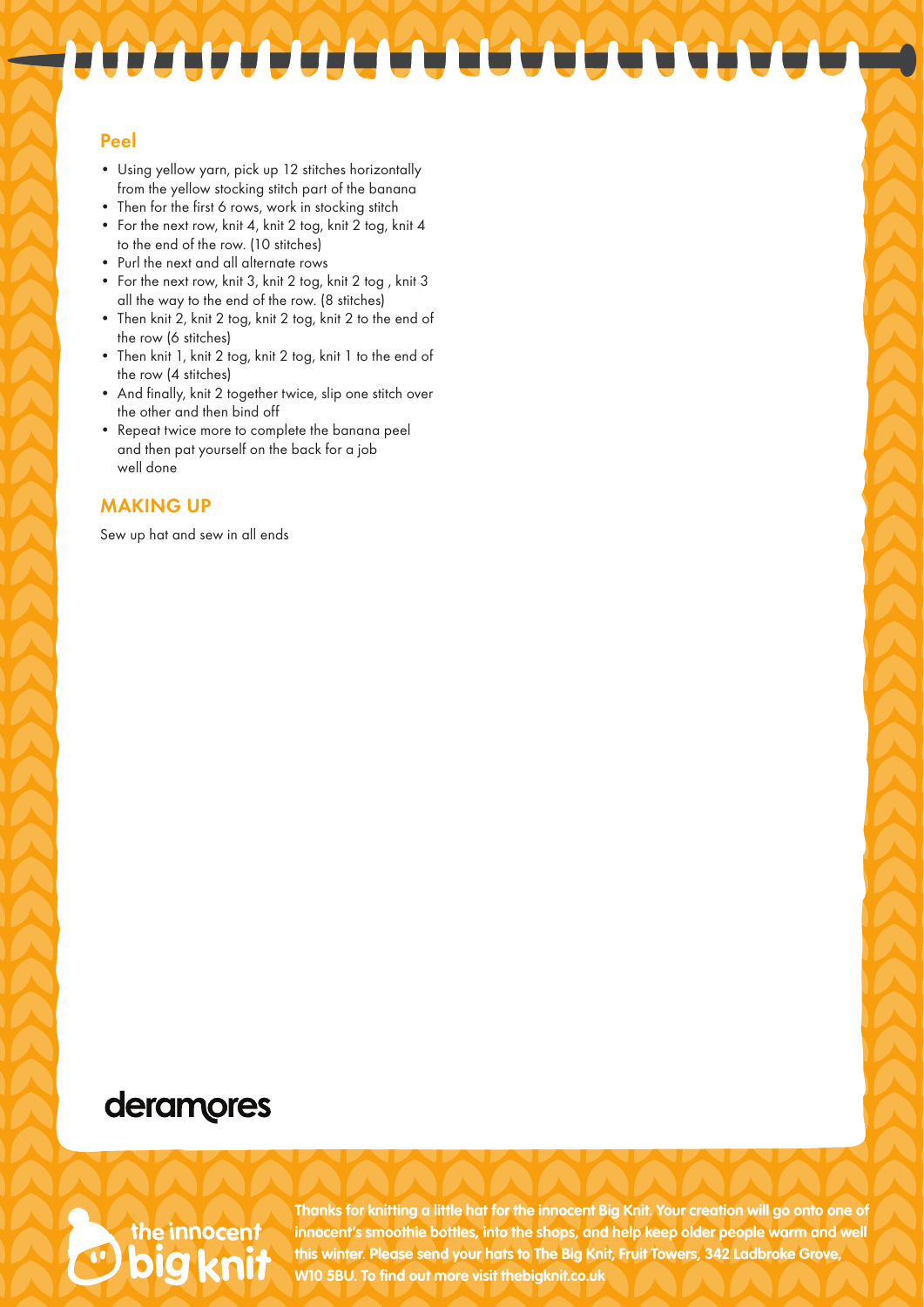## Peel

- Using yellow yarn, pick up 12 stitches horizontally from the yellow stocking stitch part of the banana
- Then for the first 6 rows, work in stocking stitch
- For the next row, knit 4, knit 2 tog, knit 2 tog, knit 4 to the end of the row. (10 stitches)
- Purl the next and all alternate rows
- For the next row, knit 3, knit 2 tog, knit 2 tog , knit 3 all the way to the end of the row. (8 stitches)
- Then knit 2, knit 2 tog, knit 2 tog, knit 2 to the end of the row (6 stitches)
- Then knit 1, knit 2 tog, knit 2 tog, knit 1 to the end of the row (4 stitches)
- And finally, knit 2 together twice, slip one stitch over the other and then bind off
- Repeat twice more to complete the banana peel and then pat yourself on the back for a job well done

## MAKING UP

Sew up hat and sew in all ends

deramores

the innocent big knit

**Thanks for knitting a little hat for the innocent Big Knit. Your creation will go onto one of innocent's smoothie bottles, into the shops, and help keep older people warm and well this winter. Please send your hats to The Big Knit, Fruit Towers, 342 Ladbroke Grove, W10 5BU. To find out more visit thebigknit.co.uk**